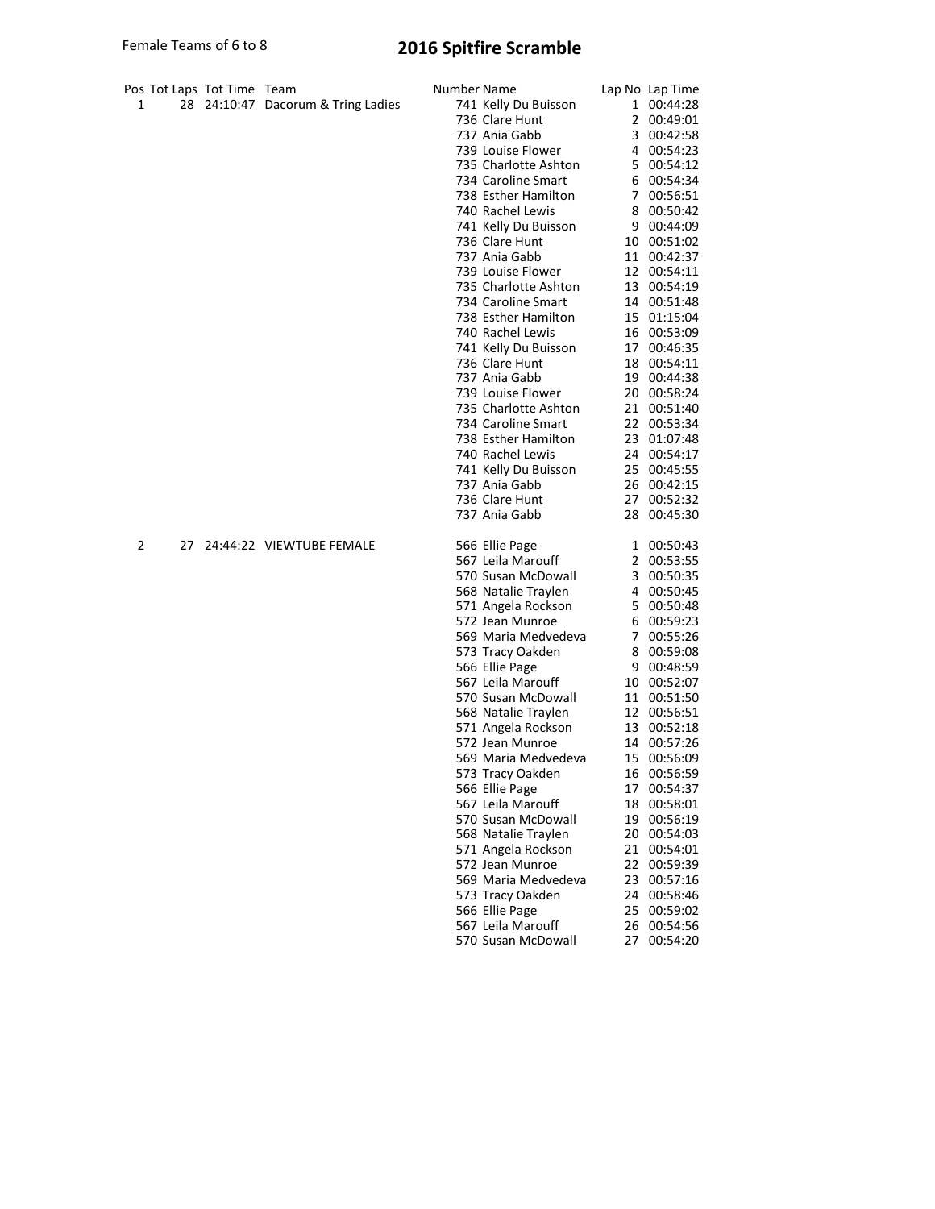Female Teams of 6 to 8

# 2016 Spitfire Scramble

| Pos | Tot Laps | Tot Time | Team | Number | Name | Lap No | Lap Time |
|---|---|---|---|---|---|---|---|
| 1 | 28 | 24:10:47 | Dacorum & Tring Ladies | 741 | Kelly Du Buisson | 1 | 00:44:28 |
| | | | | 736 | Clare Hunt | 2 | 00:49:01 |
| | | | | 737 | Ania Gabb | 3 | 00:42:58 |
| | | | | 739 | Louise Flower | 4 | 00:54:23 |
| | | | | 735 | Charlotte Ashton | 5 | 00:54:12 |
| | | | | 734 | Caroline Smart | 6 | 00:54:34 |
| | | | | 738 | Esther Hamilton | 7 | 00:56:51 |
| | | | | 740 | Rachel Lewis | 8 | 00:50:42 |
| | | | | 741 | Kelly Du Buisson | 9 | 00:44:09 |
| | | | | 736 | Clare Hunt | 10 | 00:51:02 |
| | | | | 737 | Ania Gabb | 11 | 00:42:37 |
| | | | | 739 | Louise Flower | 12 | 00:54:11 |
| | | | | 735 | Charlotte Ashton | 13 | 00:54:19 |
| | | | | 734 | Caroline Smart | 14 | 00:51:48 |
| | | | | 738 | Esther Hamilton | 15 | 01:15:04 |
| | | | | 740 | Rachel Lewis | 16 | 00:53:09 |
| | | | | 741 | Kelly Du Buisson | 17 | 00:46:35 |
| | | | | 736 | Clare Hunt | 18 | 00:54:11 |
| | | | | 737 | Ania Gabb | 19 | 00:44:38 |
| | | | | 739 | Louise Flower | 20 | 00:58:24 |
| | | | | 735 | Charlotte Ashton | 21 | 00:51:40 |
| | | | | 734 | Caroline Smart | 22 | 00:53:34 |
| | | | | 738 | Esther Hamilton | 23 | 01:07:48 |
| | | | | 740 | Rachel Lewis | 24 | 00:54:17 |
| | | | | 741 | Kelly Du Buisson | 25 | 00:45:55 |
| | | | | 737 | Ania Gabb | 26 | 00:42:15 |
| | | | | 736 | Clare Hunt | 27 | 00:52:32 |
| | | | | 737 | Ania Gabb | 28 | 00:45:30 |
| 2 | 27 | 24:44:22 | VIEWTUBE FEMALE | 566 | Ellie Page | 1 | 00:50:43 |
| | | | | 567 | Leila Marouff | 2 | 00:53:55 |
| | | | | 570 | Susan McDowall | 3 | 00:50:35 |
| | | | | 568 | Natalie Traylen | 4 | 00:50:45 |
| | | | | 571 | Angela Rockson | 5 | 00:50:48 |
| | | | | 572 | Jean Munroe | 6 | 00:59:23 |
| | | | | 569 | Maria Medvedeva | 7 | 00:55:26 |
| | | | | 573 | Tracy Oakden | 8 | 00:59:08 |
| | | | | 566 | Ellie Page | 9 | 00:48:59 |
| | | | | 567 | Leila Marouff | 10 | 00:52:07 |
| | | | | 570 | Susan McDowall | 11 | 00:51:50 |
| | | | | 568 | Natalie Traylen | 12 | 00:56:51 |
| | | | | 571 | Angela Rockson | 13 | 00:52:18 |
| | | | | 572 | Jean Munroe | 14 | 00:57:26 |
| | | | | 569 | Maria Medvedeva | 15 | 00:56:09 |
| | | | | 573 | Tracy Oakden | 16 | 00:56:59 |
| | | | | 566 | Ellie Page | 17 | 00:54:37 |
| | | | | 567 | Leila Marouff | 18 | 00:58:01 |
| | | | | 570 | Susan McDowall | 19 | 00:56:19 |
| | | | | 568 | Natalie Traylen | 20 | 00:54:03 |
| | | | | 571 | Angela Rockson | 21 | 00:54:01 |
| | | | | 572 | Jean Munroe | 22 | 00:59:39 |
| | | | | 569 | Maria Medvedeva | 23 | 00:57:16 |
| | | | | 573 | Tracy Oakden | 24 | 00:58:46 |
| | | | | 566 | Ellie Page | 25 | 00:59:02 |
| | | | | 567 | Leila Marouff | 26 | 00:54:56 |
| | | | | 570 | Susan McDowall | 27 | 00:54:20 |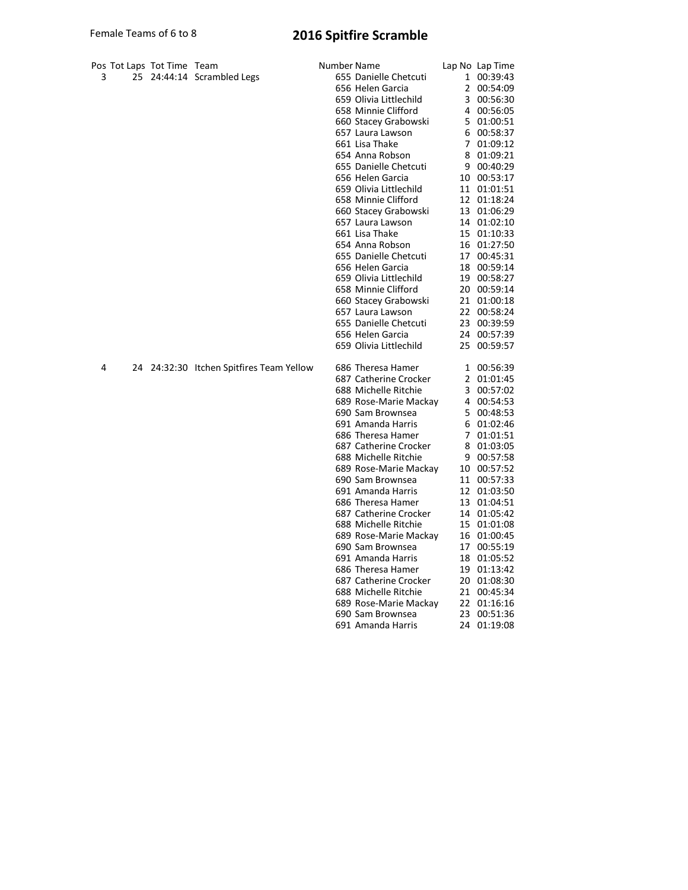Female Teams of 6 to 8

# 2016 Spitfire Scramble

| Pos | Tot Laps | Tot Time | Team | Number | Name | Lap No | Lap Time |
|---|---|---|---|---|---|---|---|
| 3 | 25 | 24:44:14 | Scrambled Legs | 655 | Danielle Chetcuti | 1 | 00:39:43 |
| | | | | 656 | Helen Garcia | 2 | 00:54:09 |
| | | | | 659 | Olivia Littlechild | 3 | 00:56:30 |
| | | | | 658 | Minnie Clifford | 4 | 00:56:05 |
| | | | | 660 | Stacey Grabowski | 5 | 01:00:51 |
| | | | | 657 | Laura Lawson | 6 | 00:58:37 |
| | | | | 661 | Lisa Thake | 7 | 01:09:12 |
| | | | | 654 | Anna Robson | 8 | 01:09:21 |
| | | | | 655 | Danielle Chetcuti | 9 | 00:40:29 |
| | | | | 656 | Helen Garcia | 10 | 00:53:17 |
| | | | | 659 | Olivia Littlechild | 11 | 01:01:51 |
| | | | | 658 | Minnie Clifford | 12 | 01:18:24 |
| | | | | 660 | Stacey Grabowski | 13 | 01:06:29 |
| | | | | 657 | Laura Lawson | 14 | 01:02:10 |
| | | | | 661 | Lisa Thake | 15 | 01:10:33 |
| | | | | 654 | Anna Robson | 16 | 01:27:50 |
| | | | | 655 | Danielle Chetcuti | 17 | 00:45:31 |
| | | | | 656 | Helen Garcia | 18 | 00:59:14 |
| | | | | 659 | Olivia Littlechild | 19 | 00:58:27 |
| | | | | 658 | Minnie Clifford | 20 | 00:59:14 |
| | | | | 660 | Stacey Grabowski | 21 | 01:00:18 |
| | | | | 657 | Laura Lawson | 22 | 00:58:24 |
| | | | | 655 | Danielle Chetcuti | 23 | 00:39:59 |
| | | | | 656 | Helen Garcia | 24 | 00:57:39 |
| | | | | 659 | Olivia Littlechild | 25 | 00:59:57 |
| 4 | 24 | 24:32:30 | Itchen Spitfires Team Yellow | 686 | Theresa Hamer | 1 | 00:56:39 |
| | | | | 687 | Catherine Crocker | 2 | 01:01:45 |
| | | | | 688 | Michelle Ritchie | 3 | 00:57:02 |
| | | | | 689 | Rose-Marie Mackay | 4 | 00:54:53 |
| | | | | 690 | Sam Brownsea | 5 | 00:48:53 |
| | | | | 691 | Amanda Harris | 6 | 01:02:46 |
| | | | | 686 | Theresa Hamer | 7 | 01:01:51 |
| | | | | 687 | Catherine Crocker | 8 | 01:03:05 |
| | | | | 688 | Michelle Ritchie | 9 | 00:57:58 |
| | | | | 689 | Rose-Marie Mackay | 10 | 00:57:52 |
| | | | | 690 | Sam Brownsea | 11 | 00:57:33 |
| | | | | 691 | Amanda Harris | 12 | 01:03:50 |
| | | | | 686 | Theresa Hamer | 13 | 01:04:51 |
| | | | | 687 | Catherine Crocker | 14 | 01:05:42 |
| | | | | 688 | Michelle Ritchie | 15 | 01:01:08 |
| | | | | 689 | Rose-Marie Mackay | 16 | 01:00:45 |
| | | | | 690 | Sam Brownsea | 17 | 00:55:19 |
| | | | | 691 | Amanda Harris | 18 | 01:05:52 |
| | | | | 686 | Theresa Hamer | 19 | 01:13:42 |
| | | | | 687 | Catherine Crocker | 20 | 01:08:30 |
| | | | | 688 | Michelle Ritchie | 21 | 00:45:34 |
| | | | | 689 | Rose-Marie Mackay | 22 | 01:16:16 |
| | | | | 690 | Sam Brownsea | 23 | 00:51:36 |
| | | | | 691 | Amanda Harris | 24 | 01:19:08 |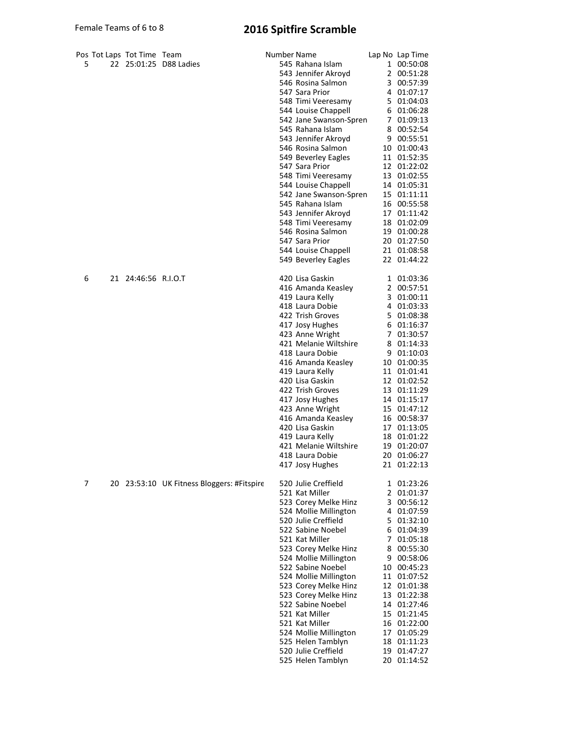Female Teams of 6 to 8

# 2016 Spitfire Scramble

| Pos | Tot Laps | Tot Time | Team | Number | Name | Lap No | Lap Time |
|---|---|---|---|---|---|---|---|
| 5 | 22 | 25:01:25 | D88 Ladies | 545 | Rahana Islam | 1 | 00:50:08 |
| | | | | 543 | Jennifer Akroyd | 2 | 00:51:28 |
| | | | | 546 | Rosina Salmon | 3 | 00:57:39 |
| | | | | 547 | Sara Prior | 4 | 01:07:17 |
| | | | | 548 | Timi Veeresamy | 5 | 01:04:03 |
| | | | | 544 | Louise Chappell | 6 | 01:06:28 |
| | | | | 542 | Jane Swanson-Spren | 7 | 01:09:13 |
| | | | | 545 | Rahana Islam | 8 | 00:52:54 |
| | | | | 543 | Jennifer Akroyd | 9 | 00:55:51 |
| | | | | 546 | Rosina Salmon | 10 | 01:00:43 |
| | | | | 549 | Beverley Eagles | 11 | 01:52:35 |
| | | | | 547 | Sara Prior | 12 | 01:22:02 |
| | | | | 548 | Timi Veeresamy | 13 | 01:02:55 |
| | | | | 544 | Louise Chappell | 14 | 01:05:31 |
| | | | | 542 | Jane Swanson-Spren | 15 | 01:11:11 |
| | | | | 545 | Rahana Islam | 16 | 00:55:58 |
| | | | | 543 | Jennifer Akroyd | 17 | 01:11:42 |
| | | | | 548 | Timi Veeresamy | 18 | 01:02:09 |
| | | | | 546 | Rosina Salmon | 19 | 01:00:28 |
| | | | | 547 | Sara Prior | 20 | 01:27:50 |
| | | | | 544 | Louise Chappell | 21 | 01:08:58 |
| | | | | 549 | Beverley Eagles | 22 | 01:44:22 |
| 6 | 21 | 24:46:56 | R.I.O.T | 420 | Lisa Gaskin | 1 | 01:03:36 |
| | | | | 416 | Amanda Keasley | 2 | 00:57:51 |
| | | | | 419 | Laura Kelly | 3 | 01:00:11 |
| | | | | 418 | Laura Dobie | 4 | 01:03:33 |
| | | | | 422 | Trish Groves | 5 | 01:08:38 |
| | | | | 417 | Josy Hughes | 6 | 01:16:37 |
| | | | | 423 | Anne Wright | 7 | 01:30:57 |
| | | | | 421 | Melanie Wiltshire | 8 | 01:14:33 |
| | | | | 418 | Laura Dobie | 9 | 01:10:03 |
| | | | | 416 | Amanda Keasley | 10 | 01:00:35 |
| | | | | 419 | Laura Kelly | 11 | 01:01:41 |
| | | | | 420 | Lisa Gaskin | 12 | 01:02:52 |
| | | | | 422 | Trish Groves | 13 | 01:11:29 |
| | | | | 417 | Josy Hughes | 14 | 01:15:17 |
| | | | | 423 | Anne Wright | 15 | 01:47:12 |
| | | | | 416 | Amanda Keasley | 16 | 00:58:37 |
| | | | | 420 | Lisa Gaskin | 17 | 01:13:05 |
| | | | | 419 | Laura Kelly | 18 | 01:01:22 |
| | | | | 421 | Melanie Wiltshire | 19 | 01:20:07 |
| | | | | 418 | Laura Dobie | 20 | 01:06:27 |
| | | | | 417 | Josy Hughes | 21 | 01:22:13 |
| 7 | 20 | 23:53:10 | UK Fitness Bloggers: #Fitspire | 520 | Julie Creffield | 1 | 01:23:26 |
| | | | | 521 | Kat Miller | 2 | 01:01:37 |
| | | | | 523 | Corey Melke Hinz | 3 | 00:56:12 |
| | | | | 524 | Mollie Millington | 4 | 01:07:59 |
| | | | | 520 | Julie Creffield | 5 | 01:32:10 |
| | | | | 522 | Sabine Noebel | 6 | 01:04:39 |
| | | | | 521 | Kat Miller | 7 | 01:05:18 |
| | | | | 523 | Corey Melke Hinz | 8 | 00:55:30 |
| | | | | 524 | Mollie Millington | 9 | 00:58:06 |
| | | | | 522 | Sabine Noebel | 10 | 00:45:23 |
| | | | | 524 | Mollie Millington | 11 | 01:07:52 |
| | | | | 523 | Corey Melke Hinz | 12 | 01:01:38 |
| | | | | 523 | Corey Melke Hinz | 13 | 01:22:38 |
| | | | | 522 | Sabine Noebel | 14 | 01:27:46 |
| | | | | 521 | Kat Miller | 15 | 01:21:45 |
| | | | | 521 | Kat Miller | 16 | 01:22:00 |
| | | | | 524 | Mollie Millington | 17 | 01:05:29 |
| | | | | 525 | Helen Tamblyn | 18 | 01:11:23 |
| | | | | 520 | Julie Creffield | 19 | 01:47:27 |
| | | | | 525 | Helen Tamblyn | 20 | 01:14:52 |